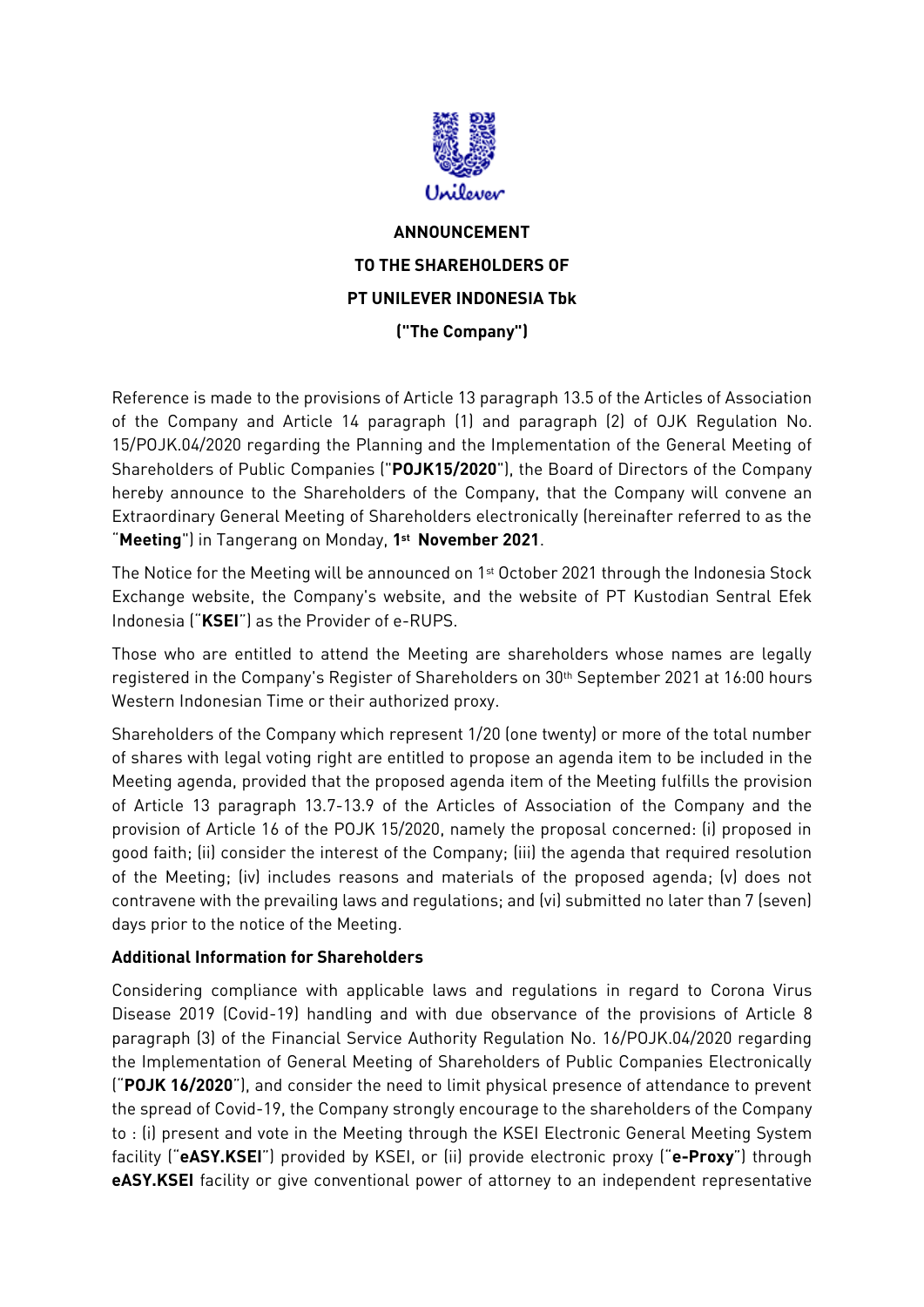**ANNOUNCEMENT**

**TO THE SHAREHOLDERS OF**

**PT UNILEVER INDONESIA Tbk**

**("The Company")**

Reference is made to the provisions of Article 13 paragraph 13.5 of the Articles of Association of the Company and Article 14 paragraph (1) and paragraph (2) of OJK Regulation No. 15/POJK.04/2020 regarding the Planning and the Implementation of the General Meeting of Shareholders of Public Companies ("**POJK15/2020**"), the Board of Directors of the Company hereby announce to the Shareholders of the Company, that the Company will convene an Extraordinary General Meeting of Shareholders electronically (hereinafter referred to as the "**Meeting**") in Tangerang on Monday, **1st November 2021**.

The Notice for the Meeting will be announced on 1st October 2021 through the Indonesia Stock Exchange website, the Company's website, and the website of PT Kustodian Sentral Efek Indonesia ("**KSEI**") as the Provider of e-RUPS.

Those who are entitled to attend the Meeting are shareholders whose names are legally registered in the Company's Register of Shareholders on 30th September 2021 at 16:00 hours Western Indonesian Time or their authorized proxy.

Shareholders of the Company which represent 1/20 (one twenty) or more of the total number of shares with legal voting right are entitled to propose an agenda item to be included in the Meeting agenda, provided that the proposed agenda item of the Meeting fulfills the provision of Article 13 paragraph 13.7-13.9 of the Articles of Association of the Company and the provision of Article 16 of the POJK 15/2020, namely the proposal concerned: (i) proposed in good faith; (ii) consider the interest of the Company; (iii) the agenda that required resolution of the Meeting; (iv) includes reasons and materials of the proposed agenda; (v) does not contravene with the prevailing laws and regulations; and (vi) submitted no later than 7 (seven) days prior to the notice of the Meeting.

**Additional Information for Shareholders**

Considering compliance with applicable laws and regulations in regard to Corona Virus Disease 2019 (Covid-19) handling and with due observance of the provisions of Article 8 paragraph (3) of the Financial Service Authority Regulation No. 16/POJK.04/2020 regarding the Implementation of General Meeting of Shareholders of Public Companies Electronically ("**POJK 16/2020**"), and consider the need to limit physical presence of attendance to prevent the spread of Covid-19, the Company strongly encourage to the shareholders of the Company to : (i) present and vote in the Meeting through the KSEI Electronic General Meeting System facility ("**eASY.KSEI**") provided by KSEI, or (ii) provide electronic proxy ("**e-Proxy**") through **eASY.KSEI** facility or give conventional power of attorney to an independent representative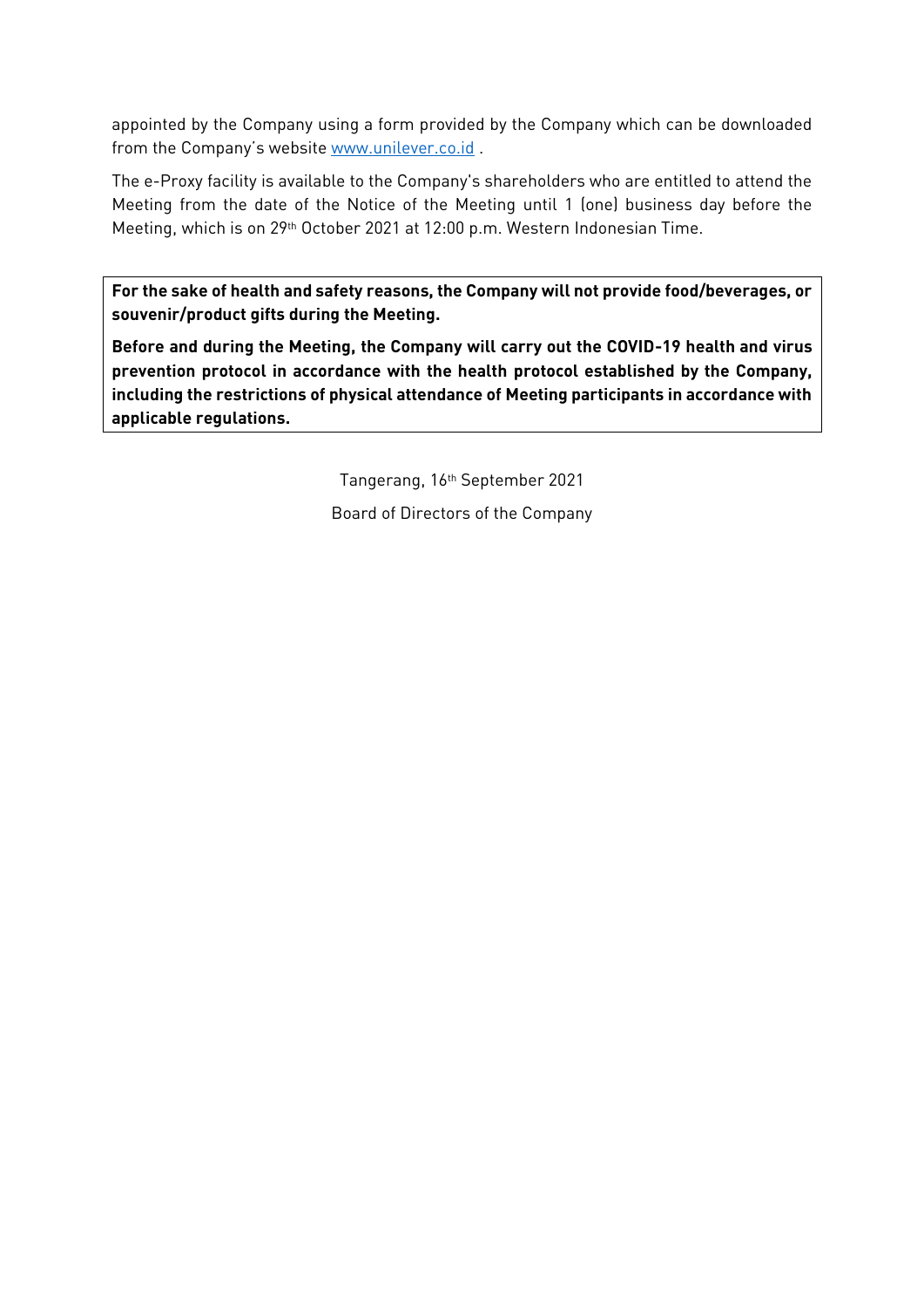appointed by the Company using a form provided by the Company which can be downloaded from the Company's website [www.unilever.co.id](http://www.unilever.co.id) .

The e-Proxy facility is available to the Company's shareholders who are entitled to attend the Meeting from the date of the Notice of the Meeting until 1 (one) business day before the Meeting, which is on 29th October 2021 at 12:00 p.m. Western Indonesian Time.

**For the sake of health and safety reasons, the Company will not provide food/beverages, or souvenir/product gifts during the Meeting.**

**Before and during the Meeting, the Company will carry out the COVID-19 health and virus prevention protocol in accordance with the health protocol established by the Company, including the restrictions of physical attendance of Meeting participants in accordance with applicable regulations.**

Tangerang, 16th September 2021

Board of Directors of the Company